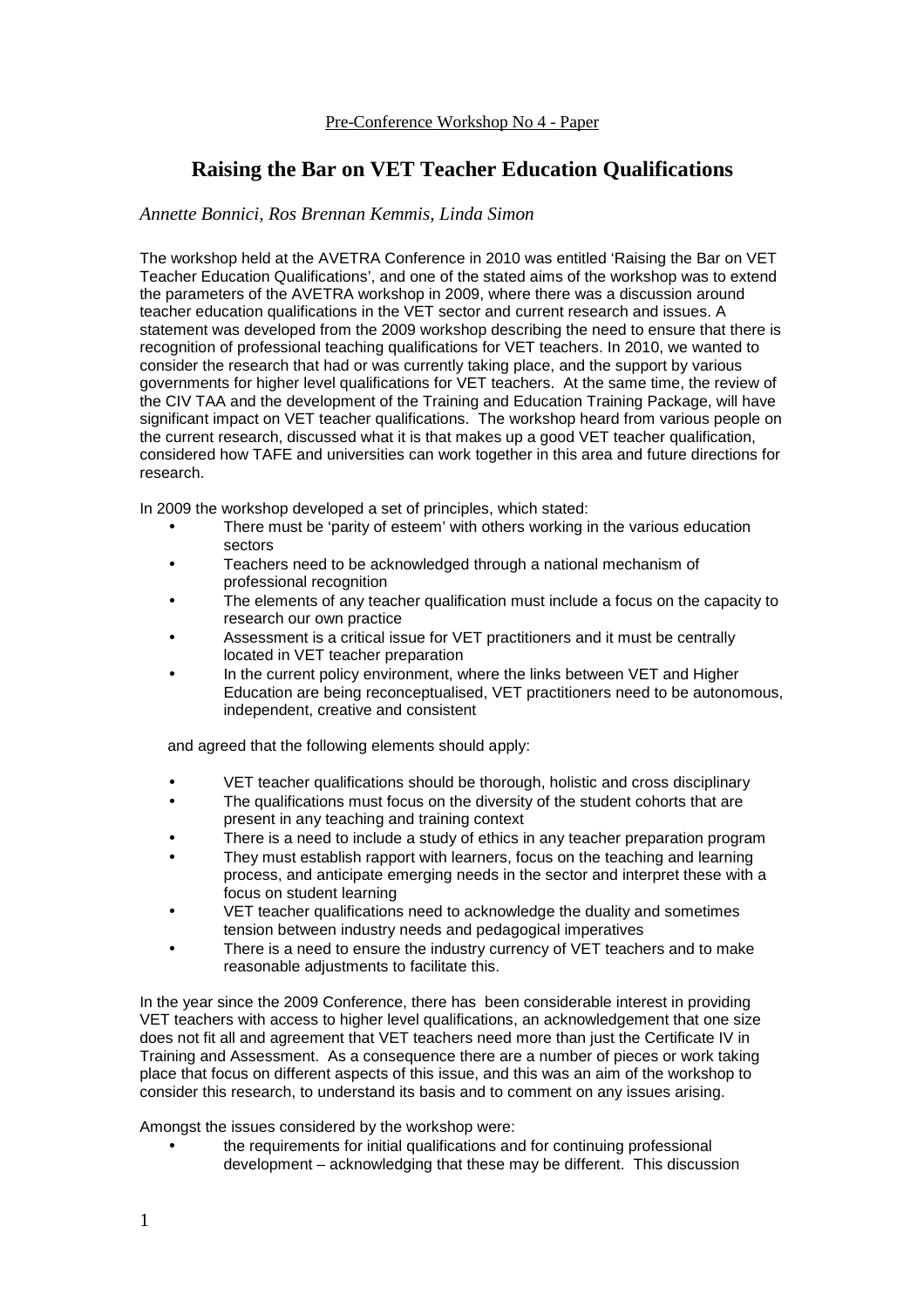Pre-Conference Workshop No 4 - Paper

# Raising the Bar on VET Teacher Education Qualifications

*Annette Bonnici, Ros Brennan Kemmis, Linda Simon*

The workshop held at the AVETRA Conference in 2010 was entitled 'Raising the Bar on VET Teacher Education Qualifications', and one of the stated aims of the workshop was to extend the parameters of the AVETRA workshop in 2009, where there was a discussion around teacher education qualifications in the VET sector and current research and issues. A statement was developed from the 2009 workshop describing the need to ensure that there is recognition of professional teaching qualifications for VET teachers. In 2010, we wanted to consider the research that had or was currently taking place, and the support by various governments for higher level qualifications for VET teachers. At the same time, the review of the CIV TAA and the development of the Training and Education Training Package, will have significant impact on VET teacher qualifications. The workshop heard from various people on the current research, discussed what it is that makes up a good VET teacher qualification, considered how TAFE and universities can work together in this area and future directions for research.

In 2009 the workshop developed a set of principles, which stated:

- There must be 'parity of esteem' with others working in the various education sectors
- Teachers need to be acknowledged through a national mechanism of professional recognition
- The elements of any teacher qualification must include a focus on the capacity to research our own practice
- Assessment is a critical issue for VET practitioners and it must be centrally located in VET teacher preparation
- In the current policy environment, where the links between VET and Higher Education are being reconceptualised, VET practitioners need to be autonomous, independent, creative and consistent

and agreed that the following elements should apply:

- VET teacher qualifications should be thorough, holistic and cross disciplinary
- The qualifications must focus on the diversity of the student cohorts that are present in any teaching and training context
- There is a need to include a study of ethics in any teacher preparation program
- They must establish rapport with learners, focus on the teaching and learning process, and anticipate emerging needs in the sector and interpret these with a focus on student learning
- VET teacher qualifications need to acknowledge the duality and sometimes tension between industry needs and pedagogical imperatives
- There is a need to ensure the industry currency of VET teachers and to make reasonable adjustments to facilitate this.

In the year since the 2009 Conference, there has been considerable interest in providing VET teachers with access to higher level qualifications, an acknowledgement that one size does not fit all and agreement that VET teachers need more than just the Certificate IV in Training and Assessment. As a consequence there are a number of pieces or work taking place that focus on different aspects of this issue, and this was an aim of the workshop to consider this research, to understand its basis and to comment on any issues arising.

Amongst the issues considered by the workshop were:

- the requirements for initial qualifications and for continuing professional development – acknowledging that these may be different. This discussion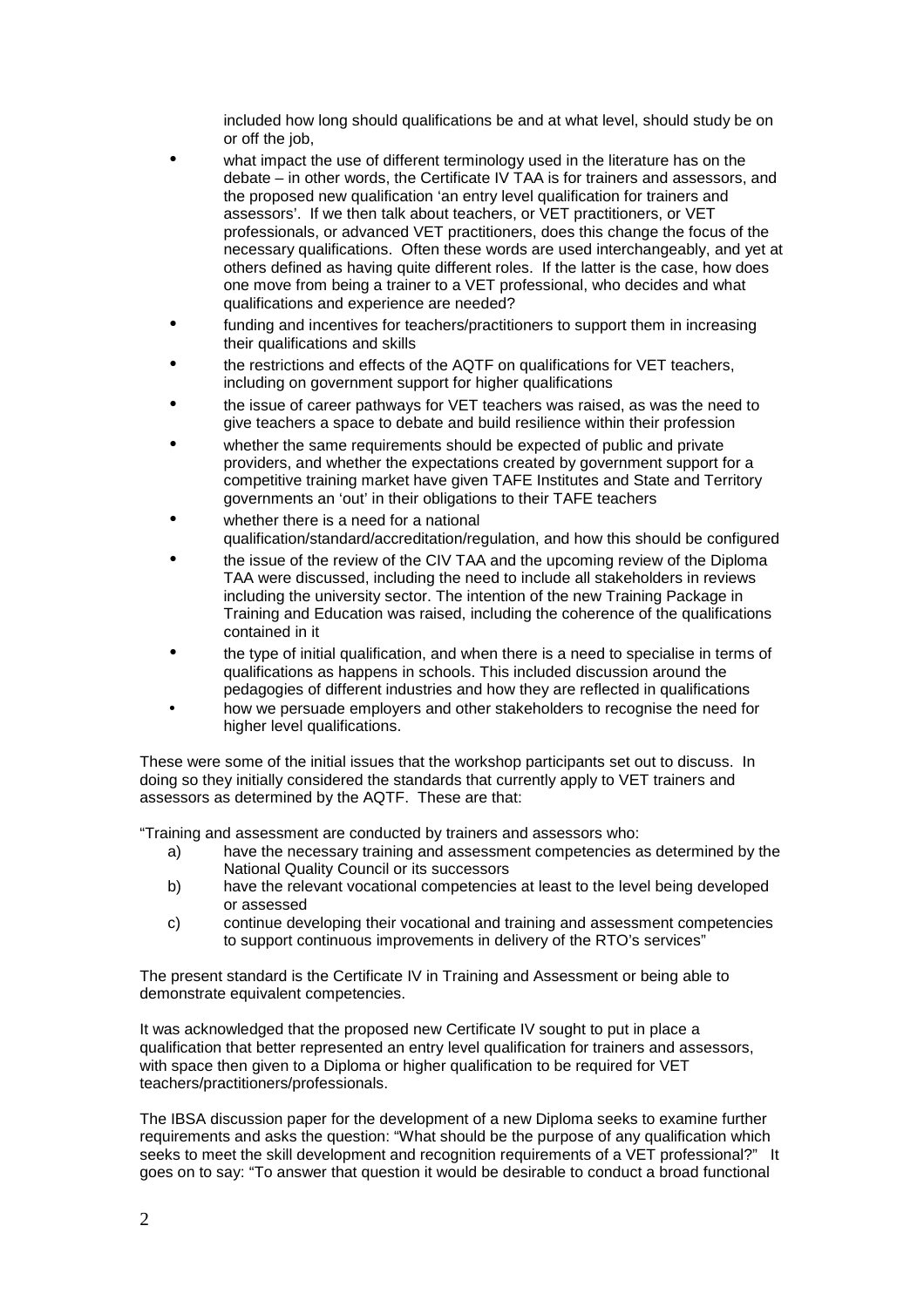included how long should qualifications be and at what level, should study be on or off the job,

- what impact the use of different terminology used in the literature has on the debate – in other words, the Certificate IV TAA is for trainers and assessors, and the proposed new qualification 'an entry level qualification for trainers and assessors'. If we then talk about teachers, or VET practitioners, or VET professionals, or advanced VET practitioners, does this change the focus of the necessary qualifications. Often these words are used interchangeably, and yet at others defined as having quite different roles. If the latter is the case, how does one move from being a trainer to a VET professional, who decides and what qualifications and experience are needed?
- funding and incentives for teachers/practitioners to support them in increasing their qualifications and skills
- the restrictions and effects of the AQTF on qualifications for VET teachers, including on government support for higher qualifications
- the issue of career pathways for VET teachers was raised, as was the need to give teachers a space to debate and build resilience within their profession
- whether the same requirements should be expected of public and private providers, and whether the expectations created by government support for a competitive training market have given TAFE Institutes and State and Territory governments an 'out' in their obligations to their TAFE teachers
- whether there is a need for a national qualification/standard/accreditation/regulation, and how this should be configured
- the issue of the review of the CIV TAA and the upcoming review of the Diploma TAA were discussed, including the need to include all stakeholders in reviews including the university sector. The intention of the new Training Package in Training and Education was raised, including the coherence of the qualifications contained in it
- the type of initial qualification, and when there is a need to specialise in terms of qualifications as happens in schools. This included discussion around the pedagogies of different industries and how they are reflected in qualifications
- how we persuade employers and other stakeholders to recognise the need for higher level qualifications.

These were some of the initial issues that the workshop participants set out to discuss. In doing so they initially considered the standards that currently apply to VET trainers and assessors as determined by the AQTF. These are that:

"Training and assessment are conducted by trainers and assessors who:

a) have the necessary training and assessment competencies as determined by the National Quality Council or its successors
b) have the relevant vocational competencies at least to the level being developed or assessed
c) continue developing their vocational and training and assessment competencies to support continuous improvements in delivery of the RTO's services"

The present standard is the Certificate IV in Training and Assessment or being able to demonstrate equivalent competencies.

It was acknowledged that the proposed new Certificate IV sought to put in place a qualification that better represented an entry level qualification for trainers and assessors, with space then given to a Diploma or higher qualification to be required for VET teachers/practitioners/professionals.

The IBSA discussion paper for the development of a new Diploma seeks to examine further requirements and asks the question: "What should be the purpose of any qualification which seeks to meet the skill development and recognition requirements of a VET professional?" It goes on to say: "To answer that question it would be desirable to conduct a broad functional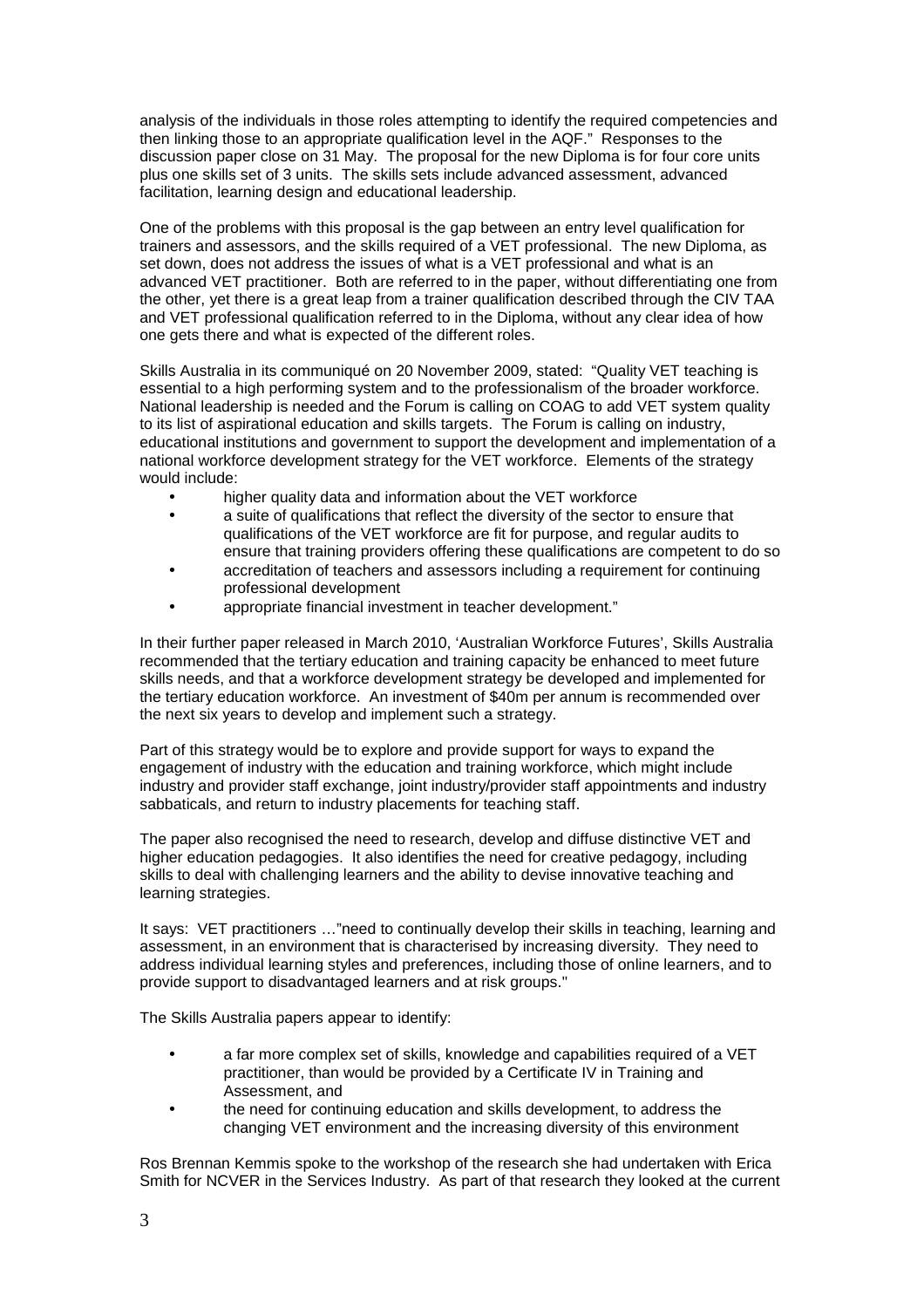analysis of the individuals in those roles attempting to identify the required competencies and then linking those to an appropriate qualification level in the AQF." Responses to the discussion paper close on 31 May. The proposal for the new Diploma is for four core units plus one skills set of 3 units. The skills sets include advanced assessment, advanced facilitation, learning design and educational leadership.

One of the problems with this proposal is the gap between an entry level qualification for trainers and assessors, and the skills required of a VET professional. The new Diploma, as set down, does not address the issues of what is a VET professional and what is an advanced VET practitioner. Both are referred to in the paper, without differentiating one from the other, yet there is a great leap from a trainer qualification described through the CIV TAA and VET professional qualification referred to in the Diploma, without any clear idea of how one gets there and what is expected of the different roles.

Skills Australia in its communiqué on 20 November 2009, stated: "Quality VET teaching is essential to a high performing system and to the professionalism of the broader workforce. National leadership is needed and the Forum is calling on COAG to add VET system quality to its list of aspirational education and skills targets. The Forum is calling on industry, educational institutions and government to support the development and implementation of a national workforce development strategy for the VET workforce. Elements of the strategy would include:

- higher quality data and information about the VET workforce
- a suite of qualifications that reflect the diversity of the sector to ensure that qualifications of the VET workforce are fit for purpose, and regular audits to ensure that training providers offering these qualifications are competent to do so
- accreditation of teachers and assessors including a requirement for continuing professional development
- appropriate financial investment in teacher development."

In their further paper released in March 2010, 'Australian Workforce Futures', Skills Australia recommended that the tertiary education and training capacity be enhanced to meet future skills needs, and that a workforce development strategy be developed and implemented for the tertiary education workforce. An investment of $40m per annum is recommended over the next six years to develop and implement such a strategy.

Part of this strategy would be to explore and provide support for ways to expand the engagement of industry with the education and training workforce, which might include industry and provider staff exchange, joint industry/provider staff appointments and industry sabbaticals, and return to industry placements for teaching staff.

The paper also recognised the need to research, develop and diffuse distinctive VET and higher education pedagogies. It also identifies the need for creative pedagogy, including skills to deal with challenging learners and the ability to devise innovative teaching and learning strategies.

It says: VET practitioners …"need to continually develop their skills in teaching, learning and assessment, in an environment that is characterised by increasing diversity. They need to address individual learning styles and preferences, including those of online learners, and to provide support to disadvantaged learners and at risk groups."

The Skills Australia papers appear to identify:

- a far more complex set of skills, knowledge and capabilities required of a VET practitioner, than would be provided by a Certificate IV in Training and Assessment, and
- the need for continuing education and skills development, to address the changing VET environment and the increasing diversity of this environment

Ros Brennan Kemmis spoke to the workshop of the research she had undertaken with Erica Smith for NCVER in the Services Industry. As part of that research they looked at the current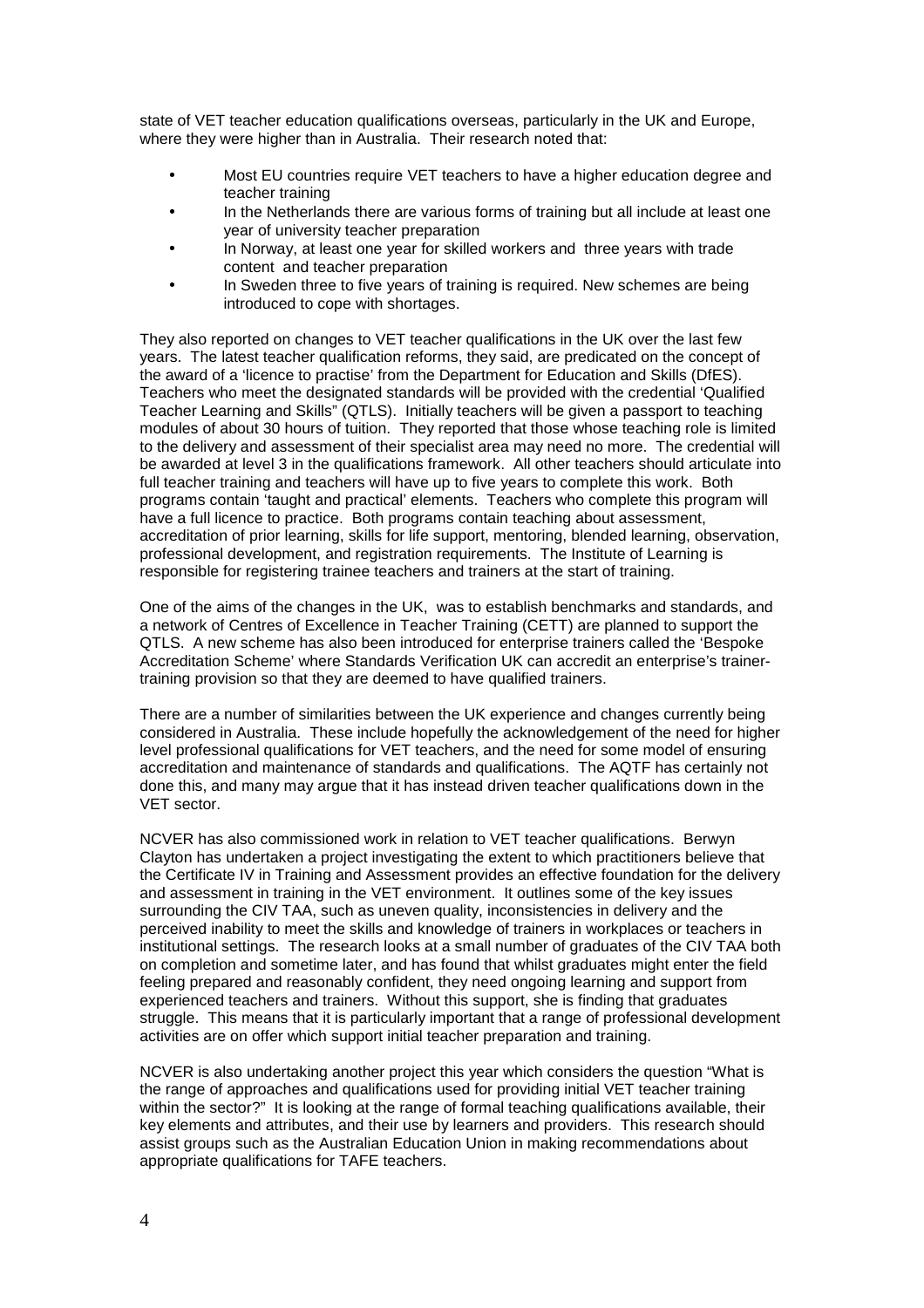state of VET teacher education qualifications overseas, particularly in the UK and Europe, where they were higher than in Australia. Their research noted that:

- Most EU countries require VET teachers to have a higher education degree and teacher training
- In the Netherlands there are various forms of training but all include at least one year of university teacher preparation
- In Norway, at least one year for skilled workers and three years with trade content and teacher preparation
- In Sweden three to five years of training is required. New schemes are being introduced to cope with shortages.

They also reported on changes to VET teacher qualifications in the UK over the last few years. The latest teacher qualification reforms, they said, are predicated on the concept of the award of a 'licence to practise' from the Department for Education and Skills (DfES). Teachers who meet the designated standards will be provided with the credential 'Qualified Teacher Learning and Skills" (QTLS). Initially teachers will be given a passport to teaching modules of about 30 hours of tuition. They reported that those whose teaching role is limited to the delivery and assessment of their specialist area may need no more. The credential will be awarded at level 3 in the qualifications framework. All other teachers should articulate into full teacher training and teachers will have up to five years to complete this work. Both programs contain 'taught and practical' elements. Teachers who complete this program will have a full licence to practice. Both programs contain teaching about assessment, accreditation of prior learning, skills for life support, mentoring, blended learning, observation, professional development, and registration requirements. The Institute of Learning is responsible for registering trainee teachers and trainers at the start of training.

One of the aims of the changes in the UK, was to establish benchmarks and standards, and a network of Centres of Excellence in Teacher Training (CETT) are planned to support the QTLS. A new scheme has also been introduced for enterprise trainers called the 'Bespoke Accreditation Scheme' where Standards Verification UK can accredit an enterprise's trainer-training provision so that they are deemed to have qualified trainers.

There are a number of similarities between the UK experience and changes currently being considered in Australia. These include hopefully the acknowledgement of the need for higher level professional qualifications for VET teachers, and the need for some model of ensuring accreditation and maintenance of standards and qualifications. The AQTF has certainly not done this, and many may argue that it has instead driven teacher qualifications down in the VET sector.

NCVER has also commissioned work in relation to VET teacher qualifications. Berwyn Clayton has undertaken a project investigating the extent to which practitioners believe that the Certificate IV in Training and Assessment provides an effective foundation for the delivery and assessment in training in the VET environment. It outlines some of the key issues surrounding the CIV TAA, such as uneven quality, inconsistencies in delivery and the perceived inability to meet the skills and knowledge of trainers in workplaces or teachers in institutional settings. The research looks at a small number of graduates of the CIV TAA both on completion and sometime later, and has found that whilst graduates might enter the field feeling prepared and reasonably confident, they need ongoing learning and support from experienced teachers and trainers. Without this support, she is finding that graduates struggle. This means that it is particularly important that a range of professional development activities are on offer which support initial teacher preparation and training.

NCVER is also undertaking another project this year which considers the question "What is the range of approaches and qualifications used for providing initial VET teacher training within the sector?" It is looking at the range of formal teaching qualifications available, their key elements and attributes, and their use by learners and providers. This research should assist groups such as the Australian Education Union in making recommendations about appropriate qualifications for TAFE teachers.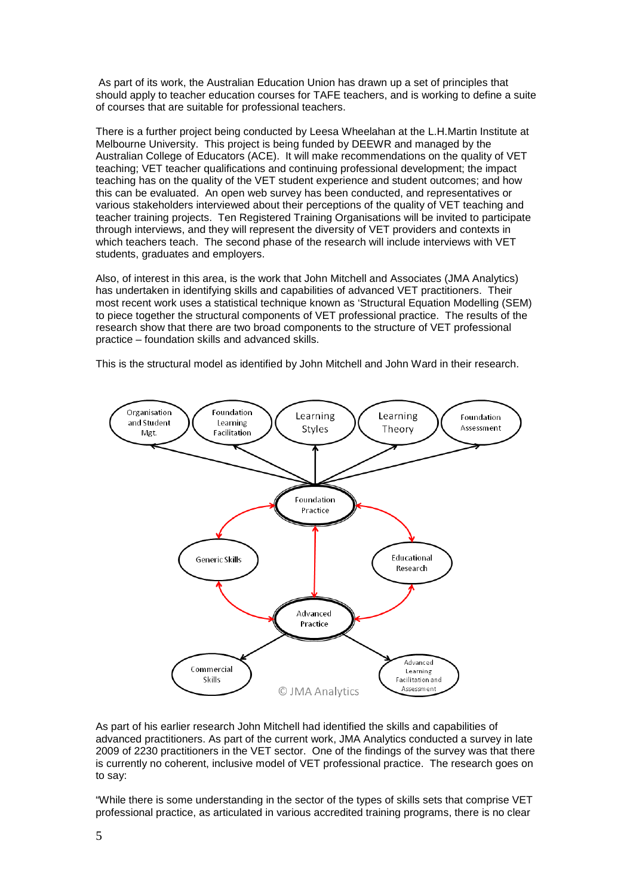As part of its work, the Australian Education Union has drawn up a set of principles that should apply to teacher education courses for TAFE teachers, and is working to define a suite of courses that are suitable for professional teachers.

There is a further project being conducted by Leesa Wheelahan at the L.H.Martin Institute at Melbourne University. This project is being funded by DEEWR and managed by the Australian College of Educators (ACE). It will make recommendations on the quality of VET teaching; VET teacher qualifications and continuing professional development; the impact teaching has on the quality of the VET student experience and student outcomes; and how this can be evaluated. An open web survey has been conducted, and representatives or various stakeholders interviewed about their perceptions of the quality of VET teaching and teacher training projects. Ten Registered Training Organisations will be invited to participate through interviews, and they will represent the diversity of VET providers and contexts in which teachers teach. The second phase of the research will include interviews with VET students, graduates and employers.

Also, of interest in this area, is the work that John Mitchell and Associates (JMA Analytics) has undertaken in identifying skills and capabilities of advanced VET practitioners. Their most recent work uses a statistical technique known as 'Structural Equation Modelling (SEM) to piece together the structural components of VET professional practice. The results of the research show that there are two broad components to the structure of VET professional practice – foundation skills and advanced skills.

This is the structural model as identified by John Mitchell and John Ward in their research.

Organisation and Student Mgt. | Foundation Learning Facilitation | Learning Styles | Learning Theory | Foundation Assessment

Foundation Practice

Generic Skills | Educational Research

Advanced Practice

Commercial Skills | Advanced Learning Facilitation and Assessment

© JMA Analytics

As part of his earlier research John Mitchell had identified the skills and capabilities of advanced practitioners. As part of the current work, JMA Analytics conducted a survey in late 2009 of 2230 practitioners in the VET sector. One of the findings of the survey was that there is currently no coherent, inclusive model of VET professional practice. The research goes on to say:

"While there is some understanding in the sector of the types of skills sets that comprise VET professional practice, as articulated in various accredited training programs, there is no clear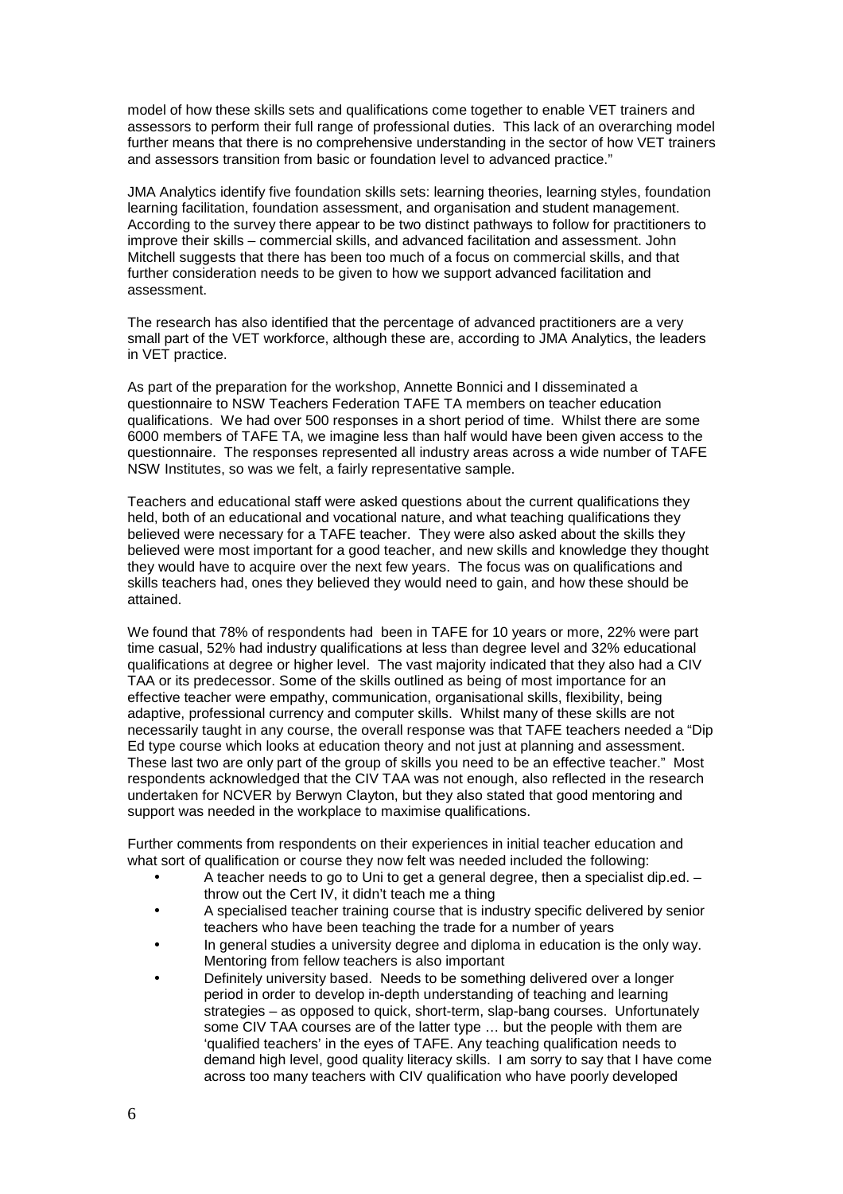model of how these skills sets and qualifications come together to enable VET trainers and assessors to perform their full range of professional duties. This lack of an overarching model further means that there is no comprehensive understanding in the sector of how VET trainers and assessors transition from basic or foundation level to advanced practice."

JMA Analytics identify five foundation skills sets: learning theories, learning styles, foundation learning facilitation, foundation assessment, and organisation and student management. According to the survey there appear to be two distinct pathways to follow for practitioners to improve their skills – commercial skills, and advanced facilitation and assessment. John Mitchell suggests that there has been too much of a focus on commercial skills, and that further consideration needs to be given to how we support advanced facilitation and assessment.

The research has also identified that the percentage of advanced practitioners are a very small part of the VET workforce, although these are, according to JMA Analytics, the leaders in VET practice.

As part of the preparation for the workshop, Annette Bonnici and I disseminated a questionnaire to NSW Teachers Federation TAFE TA members on teacher education qualifications. We had over 500 responses in a short period of time. Whilst there are some 6000 members of TAFE TA, we imagine less than half would have been given access to the questionnaire. The responses represented all industry areas across a wide number of TAFE NSW Institutes, so was we felt, a fairly representative sample.

Teachers and educational staff were asked questions about the current qualifications they held, both of an educational and vocational nature, and what teaching qualifications they believed were necessary for a TAFE teacher. They were also asked about the skills they believed were most important for a good teacher, and new skills and knowledge they thought they would have to acquire over the next few years. The focus was on qualifications and skills teachers had, ones they believed they would need to gain, and how these should be attained.

We found that 78% of respondents had been in TAFE for 10 years or more, 22% were part time casual, 52% had industry qualifications at less than degree level and 32% educational qualifications at degree or higher level. The vast majority indicated that they also had a CIV TAA or its predecessor. Some of the skills outlined as being of most importance for an effective teacher were empathy, communication, organisational skills, flexibility, being adaptive, professional currency and computer skills. Whilst many of these skills are not necessarily taught in any course, the overall response was that TAFE teachers needed a "Dip Ed type course which looks at education theory and not just at planning and assessment. These last two are only part of the group of skills you need to be an effective teacher." Most respondents acknowledged that the CIV TAA was not enough, also reflected in the research undertaken for NCVER by Berwyn Clayton, but they also stated that good mentoring and support was needed in the workplace to maximise qualifications.

Further comments from respondents on their experiences in initial teacher education and what sort of qualification or course they now felt was needed included the following:

- A teacher needs to go to Uni to get a general degree, then a specialist dip.ed. – throw out the Cert IV, it didn't teach me a thing
- A specialised teacher training course that is industry specific delivered by senior teachers who have been teaching the trade for a number of years
- In general studies a university degree and diploma in education is the only way. Mentoring from fellow teachers is also important
- Definitely university based. Needs to be something delivered over a longer period in order to develop in-depth understanding of teaching and learning strategies – as opposed to quick, short-term, slap-bang courses. Unfortunately some CIV TAA courses are of the latter type … but the people with them are 'qualified teachers' in the eyes of TAFE. Any teaching qualification needs to demand high level, good quality literacy skills. I am sorry to say that I have come across too many teachers with CIV qualification who have poorly developed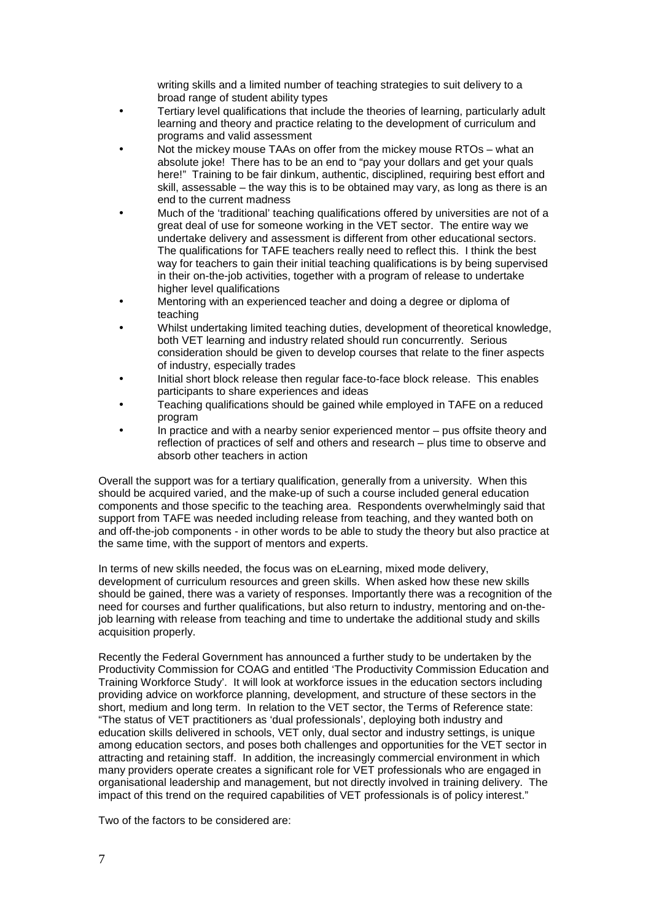writing skills and a limited number of teaching strategies to suit delivery to a broad range of student ability types

- Tertiary level qualifications that include the theories of learning, particularly adult learning and theory and practice relating to the development of curriculum and programs and valid assessment
- Not the mickey mouse TAAs on offer from the mickey mouse RTOs – what an absolute joke! There has to be an end to "pay your dollars and get your quals here!" Training to be fair dinkum, authentic, disciplined, requiring best effort and skill, assessable – the way this is to be obtained may vary, as long as there is an end to the current madness
- Much of the 'traditional' teaching qualifications offered by universities are not of a great deal of use for someone working in the VET sector. The entire way we undertake delivery and assessment is different from other educational sectors. The qualifications for TAFE teachers really need to reflect this. I think the best way for teachers to gain their initial teaching qualifications is by being supervised in their on-the-job activities, together with a program of release to undertake higher level qualifications
- Mentoring with an experienced teacher and doing a degree or diploma of teaching
- Whilst undertaking limited teaching duties, development of theoretical knowledge, both VET learning and industry related should run concurrently. Serious consideration should be given to develop courses that relate to the finer aspects of industry, especially trades
- Initial short block release then regular face-to-face block release. This enables participants to share experiences and ideas
- Teaching qualifications should be gained while employed in TAFE on a reduced program
- In practice and with a nearby senior experienced mentor – pus offsite theory and reflection of practices of self and others and research – plus time to observe and absorb other teachers in action

Overall the support was for a tertiary qualification, generally from a university. When this should be acquired varied, and the make-up of such a course included general education components and those specific to the teaching area. Respondents overwhelmingly said that support from TAFE was needed including release from teaching, and they wanted both on and off-the-job components - in other words to be able to study the theory but also practice at the same time, with the support of mentors and experts.

In terms of new skills needed, the focus was on eLearning, mixed mode delivery, development of curriculum resources and green skills. When asked how these new skills should be gained, there was a variety of responses. Importantly there was a recognition of the need for courses and further qualifications, but also return to industry, mentoring and on-the-job learning with release from teaching and time to undertake the additional study and skills acquisition properly.

Recently the Federal Government has announced a further study to be undertaken by the Productivity Commission for COAG and entitled 'The Productivity Commission Education and Training Workforce Study'. It will look at workforce issues in the education sectors including providing advice on workforce planning, development, and structure of these sectors in the short, medium and long term. In relation to the VET sector, the Terms of Reference state: "The status of VET practitioners as 'dual professionals', deploying both industry and education skills delivered in schools, VET only, dual sector and industry settings, is unique among education sectors, and poses both challenges and opportunities for the VET sector in attracting and retaining staff. In addition, the increasingly commercial environment in which many providers operate creates a significant role for VET professionals who are engaged in organisational leadership and management, but not directly involved in training delivery. The impact of this trend on the required capabilities of VET professionals is of policy interest."

Two of the factors to be considered are: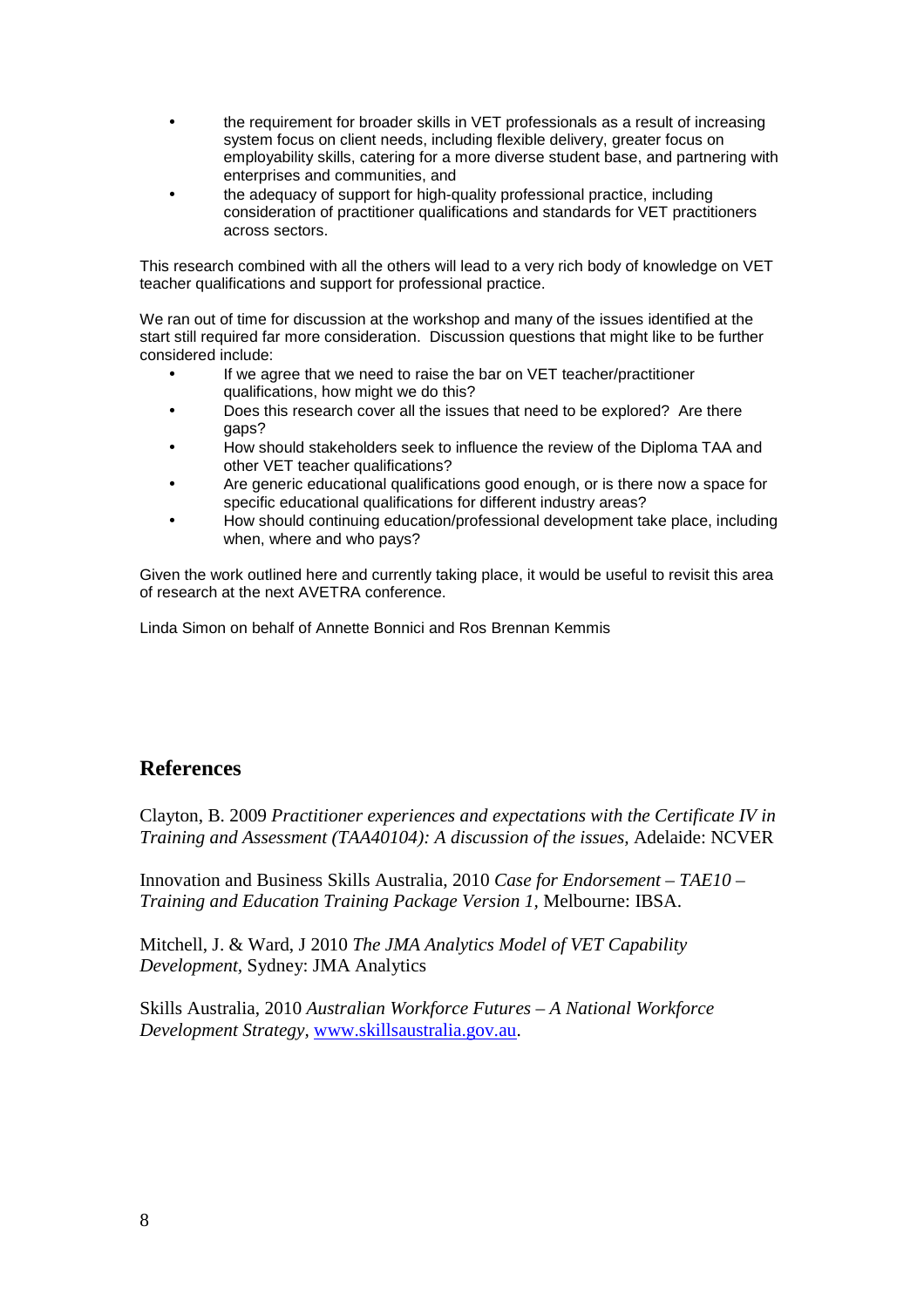- the requirement for broader skills in VET professionals as a result of increasing system focus on client needs, including flexible delivery, greater focus on employability skills, catering for a more diverse student base, and partnering with enterprises and communities, and
- the adequacy of support for high-quality professional practice, including consideration of practitioner qualifications and standards for VET practitioners across sectors.

This research combined with all the others will lead to a very rich body of knowledge on VET teacher qualifications and support for professional practice.

We ran out of time for discussion at the workshop and many of the issues identified at the start still required far more consideration. Discussion questions that might like to be further considered include:

- If we agree that we need to raise the bar on VET teacher/practitioner qualifications, how might we do this?
- Does this research cover all the issues that need to be explored? Are there gaps?
- How should stakeholders seek to influence the review of the Diploma TAA and other VET teacher qualifications?
- Are generic educational qualifications good enough, or is there now a space for specific educational qualifications for different industry areas?
- How should continuing education/professional development take place, including when, where and who pays?

Given the work outlined here and currently taking place, it would be useful to revisit this area of research at the next AVETRA conference.

Linda Simon on behalf of Annette Bonnici and Ros Brennan Kemmis

## References

Clayton, B. 2009 *Practitioner experiences and expectations with the Certificate IV in Training and Assessment (TAA40104): A discussion of the issues*, Adelaide: NCVER

Innovation and Business Skills Australia, 2010 *Case for Endorsement – TAE10 – Training and Education Training Package Version 1*, Melbourne: IBSA.

Mitchell, J. & Ward, J 2010 *The JMA Analytics Model of VET Capability Development*, Sydney: JMA Analytics

Skills Australia, 2010 *Australian Workforce Futures – A National Workforce Development Strategy*, www.skillsaustralia.gov.au.